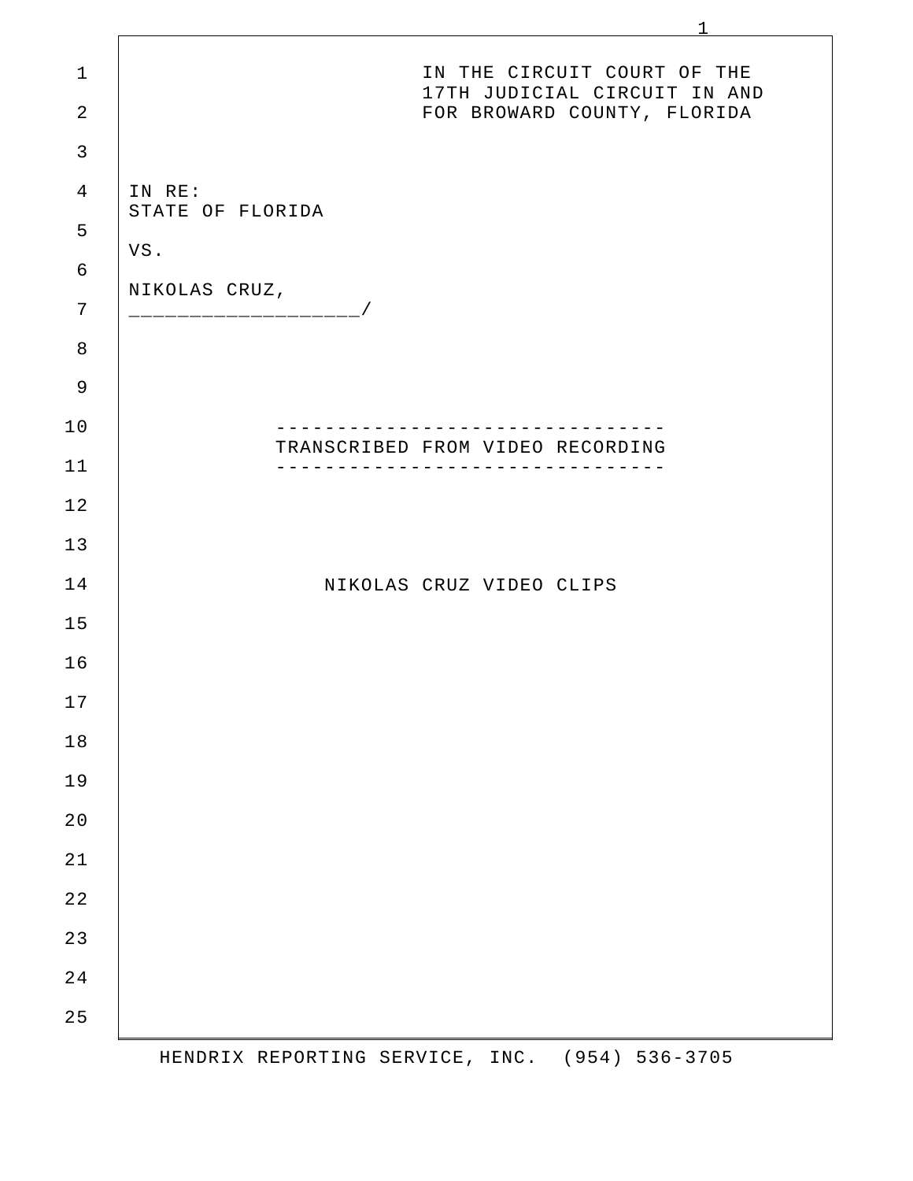IN THE CIRCUIT COURT OF THE
17TH JUDICIAL CIRCUIT IN AND
FOR BROWARD COUNTY, FLORIDA

IN RE:
STATE OF FLORIDA

VS.

NIKOLAS CRUZ,
___________________/

--------------------------------
TRANSCRIBED FROM VIDEO RECORDING
--------------------------------

NIKOLAS CRUZ VIDEO CLIPS

HENDRIX REPORTING SERVICE, INC. (954) 536-3705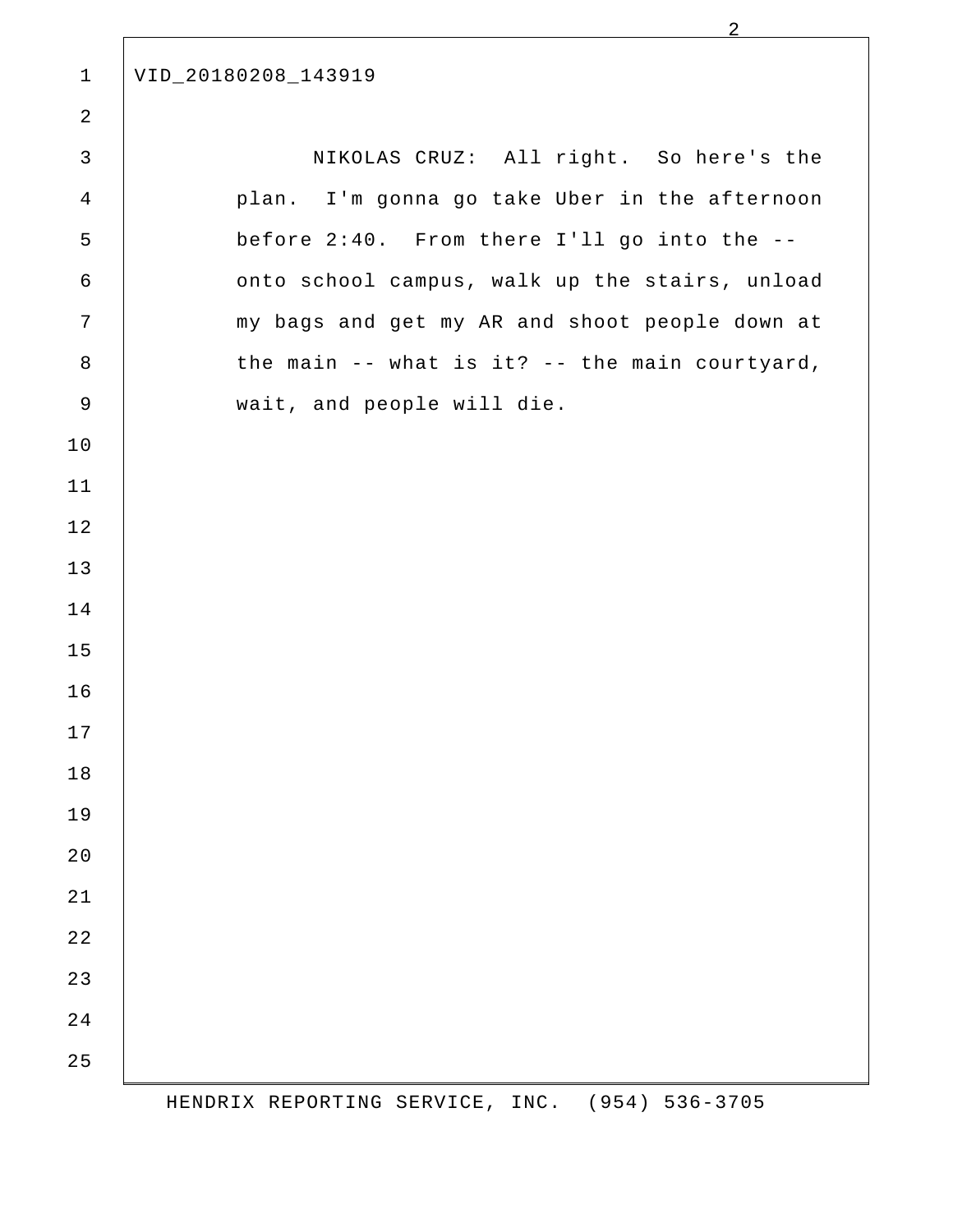VID_20180208_143919

NIKOLAS CRUZ: All right. So here's the plan. I'm gonna go take Uber in the afternoon before 2:40. From there I'll go into the -- onto school campus, walk up the stairs, unload my bags and get my AR and shoot people down at the main -- what is it? -- the main courtyard, wait, and people will die.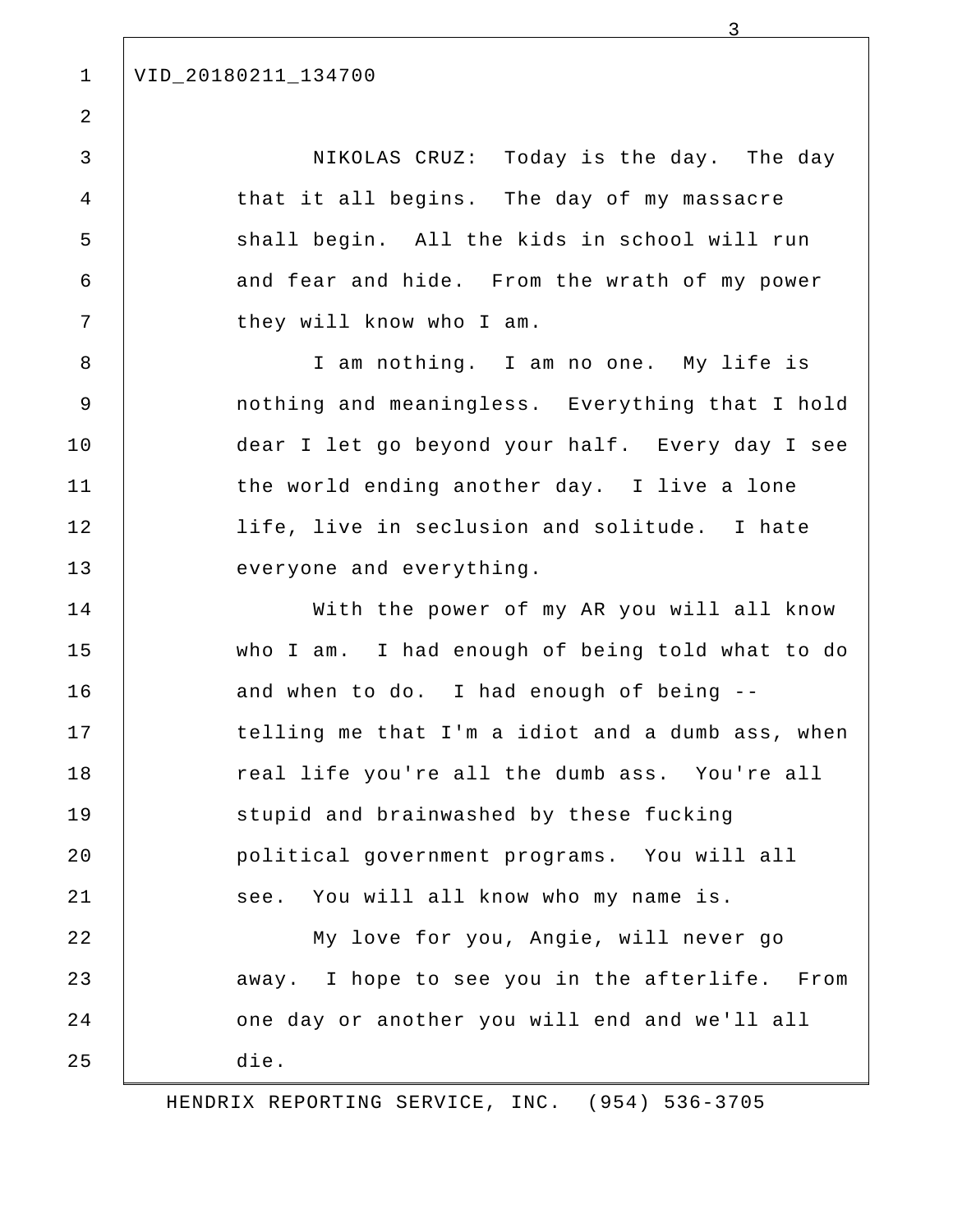VID_20180211_134700

NIKOLAS CRUZ: Today is the day. The day that it all begins. The day of my massacre shall begin. All the kids in school will run and fear and hide. From the wrath of my power they will know who I am.

I am nothing. I am no one. My life is nothing and meaningless. Everything that I hold dear I let go beyond your half. Every day I see the world ending another day. I live a lone life, live in seclusion and solitude. I hate everyone and everything.

With the power of my AR you will all know who I am. I had enough of being told what to do and when to do. I had enough of being -- telling me that I'm a idiot and a dumb ass, when real life you're all the dumb ass. You're all stupid and brainwashed by these fucking political government programs. You will all see. You will all know who my name is.

My love for you, Angie, will never go away. I hope to see you in the afterlife. From one day or another you will end and we'll all die.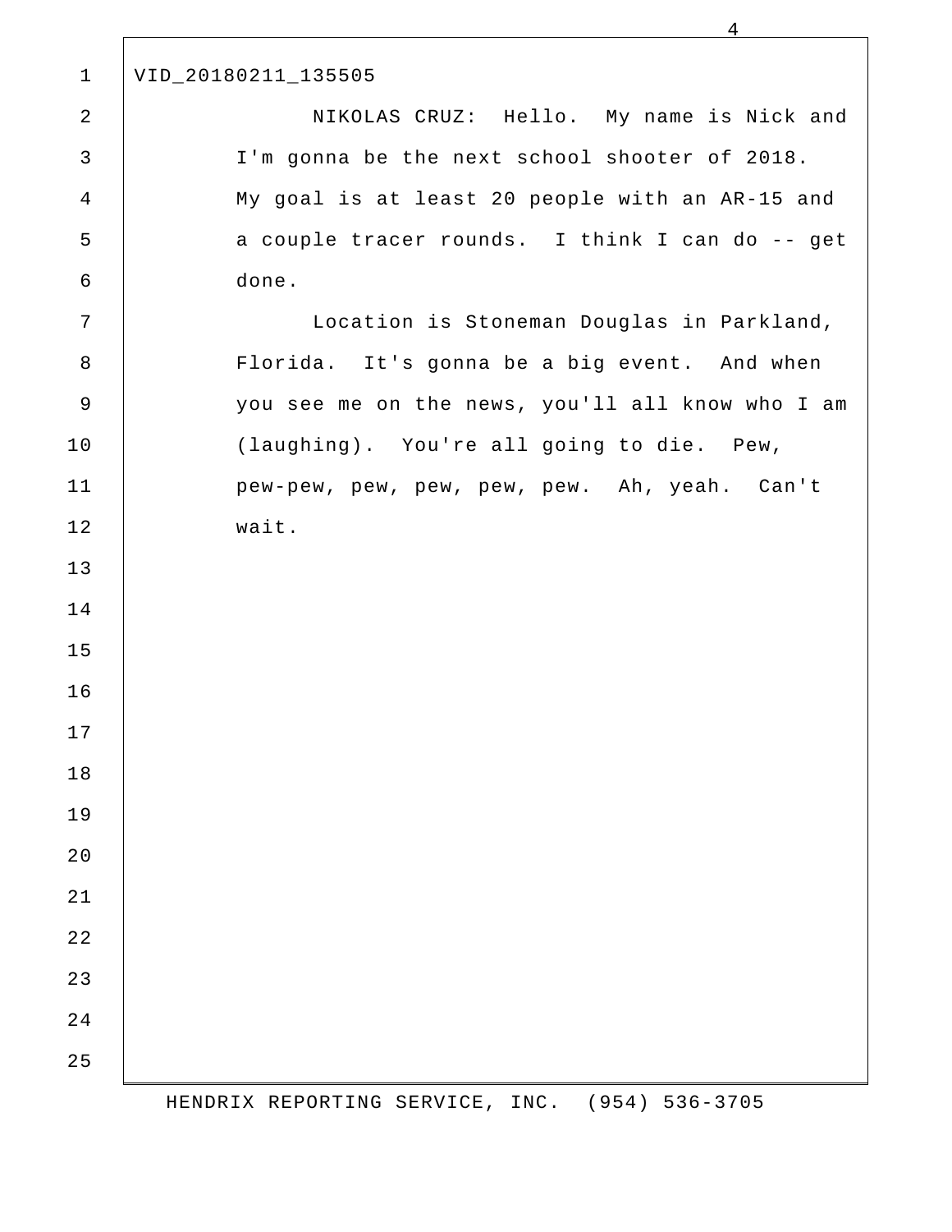VID_20180211_135505

NIKOLAS CRUZ: Hello. My name is Nick and I'm gonna be the next school shooter of 2018. My goal is at least 20 people with an AR-15 and a couple tracer rounds. I think I can do -- get done.

Location is Stoneman Douglas in Parkland, Florida. It's gonna be a big event. And when you see me on the news, you'll all know who I am (laughing). You're all going to die. Pew, pew-pew, pew, pew, pew, pew. Ah, yeah. Can't wait.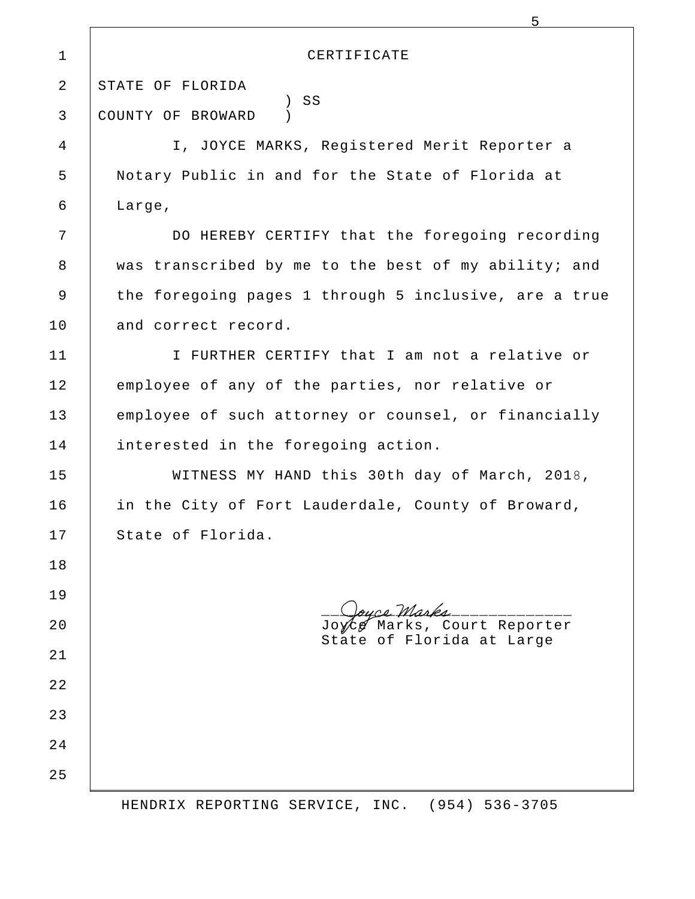# CERTIFICATE

STATE OF FLORIDA
) SS
COUNTY OF BROWARD )

I, JOYCE MARKS, Registered Merit Reporter a Notary Public in and for the State of Florida at Large,

DO HEREBY CERTIFY that the foregoing recording was transcribed by me to the best of my ability; and the foregoing pages 1 through 5 inclusive, are a true and correct record.

I FURTHER CERTIFY that I am not a relative or employee of any of the parties, nor relative or employee of such attorney or counsel, or financially interested in the foregoing action.

WITNESS MY HAND this 30th day of March, 2018, in the City of Fort Lauderdale, County of Broward, State of Florida.

*Joyce Marks*
___________________________
Joyce Marks, Court Reporter
State of Florida at Large

HENDRIX REPORTING SERVICE, INC. (954) 536-3705